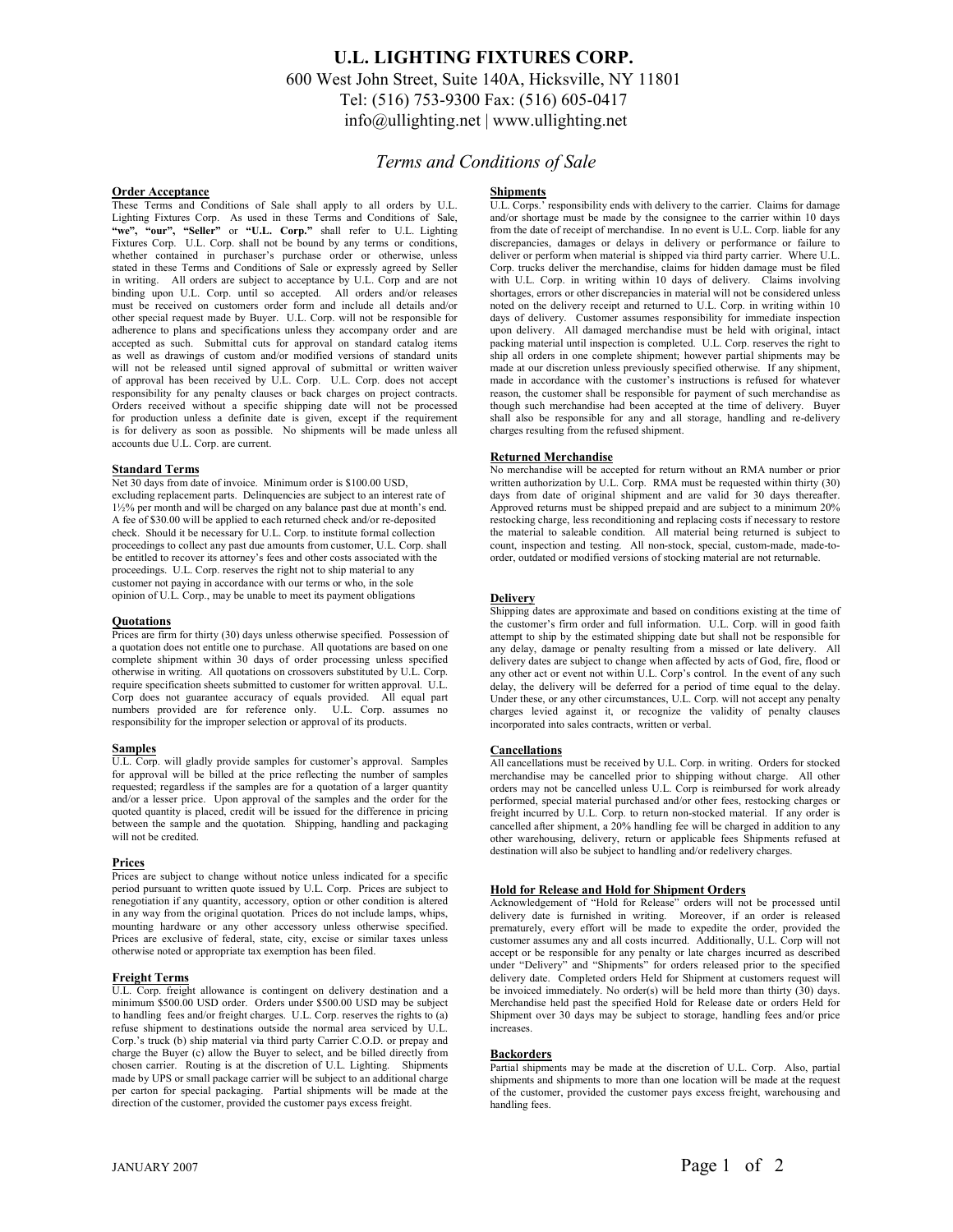# U.L. LIGHTING FIXTURES CORP.

600 West John Street, Suite 140A, Hicksville, NY 11801
Tel: (516) 753-9300 Fax: (516) 605-0417
info@ullighting.net | www.ullighting.net

## *Terms and Conditions of Sale*

### Order Acceptance

These Terms and Conditions of Sale shall apply to all orders by U.L. Lighting Fixtures Corp. As used in these Terms and Conditions of Sale, **"we", "our", "Seller"** or **"U.L. Corp."** shall refer to U.L. Lighting Fixtures Corp. U.L. Corp. shall not be bound by any terms or conditions, whether contained in purchaser's purchase order or otherwise, unless stated in these Terms and Conditions of Sale or expressly agreed by Seller in writing. All orders are subject to acceptance by U.L. Corp and are not binding upon U.L. Corp. until so accepted. All orders and/or releases must be received on customers order form and include all details and/or other special request made by Buyer. U.L. Corp. will not be responsible for adherence to plans and specifications unless they accompany order and are accepted as such. Submittal cuts for approval on standard catalog items as well as drawings of custom and/or modified versions of standard units will not be released until signed approval of submittal or written waiver of approval has been received by U.L. Corp. U.L. Corp. does not accept responsibility for any penalty clauses or back charges on project contracts. Orders received without a specific shipping date will not be processed for production unless a definite date is given, except if the requirement is for delivery as soon as possible. No shipments will be made unless all accounts due U.L. Corp. are current.

### Standard Terms

Net 30 days from date of invoice. Minimum order is $100.00 USD, excluding replacement parts. Delinquencies are subject to an interest rate of 1½% per month and will be charged on any balance past due at month's end. A fee of $30.00 will be applied to each returned check and/or re-deposited check. Should it be necessary for U.L. Corp. to institute formal collection proceedings to collect any past due amounts from customer, U.L. Corp. shall be entitled to recover its attorney's fees and other costs associated with the proceedings. U.L. Corp. reserves the right not to ship material to any customer not paying in accordance with our terms or who, in the sole opinion of U.L. Corp., may be unable to meet its payment obligations

### Quotations

Prices are firm for thirty (30) days unless otherwise specified. Possession of a quotation does not entitle one to purchase. All quotations are based on one complete shipment within 30 days of order processing unless specified otherwise in writing. All quotations on crossovers substituted by U.L. Corp. require specification sheets submitted to customer for written approval. U.L. Corp does not guarantee accuracy of equals provided. All equal part numbers provided are for reference only. U.L. Corp. assumes no responsibility for the improper selection or approval of its products.

### Samples

U.L. Corp. will gladly provide samples for customer's approval. Samples for approval will be billed at the price reflecting the number of samples requested; regardless if the samples are for a quotation of a larger quantity and/or a lesser price. Upon approval of the samples and the order for the quoted quantity is placed, credit will be issued for the difference in pricing between the sample and the quotation. Shipping, handling and packaging will not be credited.

### Prices

Prices are subject to change without notice unless indicated for a specific period pursuant to written quote issued by U.L. Corp. Prices are subject to renegotiation if any quantity, accessory, option or other condition is altered in any way from the original quotation. Prices do not include lamps, whips, mounting hardware or any other accessory unless otherwise specified. Prices are exclusive of federal, state, city, excise or similar taxes unless otherwise noted or appropriate tax exemption has been filed.

### Freight Terms

U.L. Corp. freight allowance is contingent on delivery destination and a minimum $500.00 USD order. Orders under $500.00 USD may be subject to handling fees and/or freight charges. U.L. Corp. reserves the rights to (a) refuse shipment to destinations outside the normal area serviced by U.L. Corp.'s truck (b) ship material via third party Carrier C.O.D. or prepay and charge the Buyer (c) allow the Buyer to select, and be billed directly from chosen carrier. Routing is at the discretion of U.L. Lighting. Shipments made by UPS or small package carrier will be subject to an additional charge per carton for special packaging. Partial shipments will be made at the direction of the customer, provided the customer pays excess freight.

### Shipments

U.L. Corps.' responsibility ends with delivery to the carrier. Claims for damage and/or shortage must be made by the consignee to the carrier within 10 days from the date of receipt of merchandise. In no event is U.L. Corp. liable for any discrepancies, damages or delays in delivery or performance or failure to deliver or perform when material is shipped via third party carrier. Where U.L. Corp. trucks deliver the merchandise, claims for hidden damage must be filed with U.L. Corp. in writing within 10 days of delivery. Claims involving shortages, errors or other discrepancies in material will not be considered unless noted on the delivery receipt and returned to U.L. Corp. in writing within 10 days of delivery. Customer assumes responsibility for immediate inspection upon delivery. All damaged merchandise must be held with original, intact packing material until inspection is completed. U.L. Corp. reserves the right to ship all orders in one complete shipment; however partial shipments may be made at our discretion unless previously specified otherwise. If any shipment, made in accordance with the customer's instructions is refused for whatever reason, the customer shall be responsible for payment of such merchandise as though such merchandise had been accepted at the time of delivery. Buyer shall also be responsible for any and all storage, handling and re-delivery charges resulting from the refused shipment.

### Returned Merchandise

No merchandise will be accepted for return without an RMA number or prior written authorization by U.L. Corp. RMA must be requested within thirty (30) days from date of original shipment and are valid for 30 days thereafter. Approved returns must be shipped prepaid and are subject to a minimum 20% restocking charge, less reconditioning and replacing costs if necessary to restore the material to saleable condition. All material being returned is subject to count, inspection and testing. All non-stock, special, custom-made, made-to-order, outdated or modified versions of stocking material are not returnable.

### Delivery

Shipping dates are approximate and based on conditions existing at the time of the customer's firm order and full information. U.L. Corp. will in good faith attempt to ship by the estimated shipping date but shall not be responsible for any delay, damage or penalty resulting from a missed or late delivery. All delivery dates are subject to change when affected by acts of God, fire, flood or any other act or event not within U.L. Corp's control. In the event of any such delay, the delivery will be deferred for a period of time equal to the delay. Under these, or any other circumstances, U.L. Corp. will not accept any penalty charges levied against it, or recognize the validity of penalty clauses incorporated into sales contracts, written or verbal.

### Cancellations

All cancellations must be received by U.L. Corp. in writing. Orders for stocked merchandise may be cancelled prior to shipping without charge. All other orders may not be cancelled unless U.L. Corp is reimbursed for work already performed, special material purchased and/or other fees, restocking charges or freight incurred by U.L. Corp. to return non-stocked material. If any order is cancelled after shipment, a 20% handling fee will be charged in addition to any other warehousing, delivery, return or applicable fees Shipments refused at destination will also be subject to handling and/or redelivery charges.

### Hold for Release and Hold for Shipment Orders

Acknowledgement of "Hold for Release" orders will not be processed until delivery date is furnished in writing. Moreover, if an order is released prematurely, every effort will be made to expedite the order, provided the customer assumes any and all costs incurred. Additionally, U.L. Corp will not accept or be responsible for any penalty or late charges incurred as described under "Delivery" and "Shipments" for orders released prior to the specified delivery date. Completed orders Held for Shipment at customers request will be invoiced immediately. No order(s) will be held more than thirty (30) days. Merchandise held past the specified Hold for Release date or orders Held for Shipment over 30 days may be subject to storage, handling fees and/or price increases.

### Backorders

Partial shipments may be made at the discretion of U.L. Corp. Also, partial shipments and shipments to more than one location will be made at the request of the customer, provided the customer pays excess freight, warehousing and handling fees.

JANUARY 2007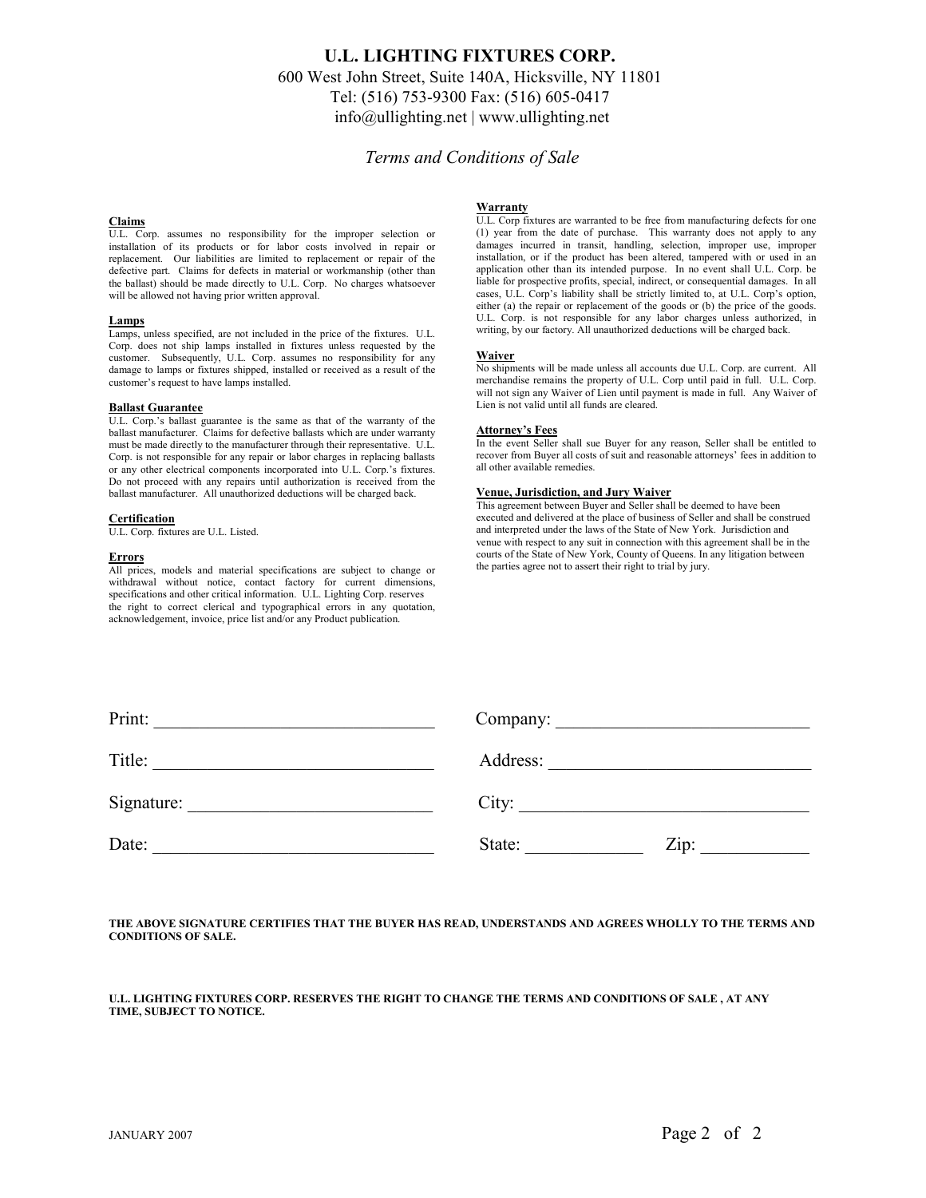# U.L. LIGHTING FIXTURES CORP.

600 West John Street, Suite 140A, Hicksville, NY 11801
Tel: (516) 753-9300 Fax: (516) 605-0417
info@ullighting.net | www.ullighting.net

*Terms and Conditions of Sale*

**Claims**
U.L. Corp. assumes no responsibility for the improper selection or installation of its products or for labor costs involved in repair or replacement. Our liabilities are limited to replacement or repair of the defective part. Claims for defects in material or workmanship (other than the ballast) should be made directly to U.L. Corp. No charges whatsoever will be allowed not having prior written approval.

**Lamps**
Lamps, unless specified, are not included in the price of the fixtures. U.L. Corp. does not ship lamps installed in fixtures unless requested by the customer. Subsequently, U.L. Corp. assumes no responsibility for any damage to lamps or fixtures shipped, installed or received as a result of the customer's request to have lamps installed.

**Ballast Guarantee**
U.L. Corp.'s ballast guarantee is the same as that of the warranty of the ballast manufacturer. Claims for defective ballasts which are under warranty must be made directly to the manufacturer through their representative. U.L. Corp. is not responsible for any repair or labor charges in replacing ballasts or any other electrical components incorporated into U.L. Corp.'s fixtures. Do not proceed with any repairs until authorization is received from the ballast manufacturer. All unauthorized deductions will be charged back.

**Certification**
U.L. Corp. fixtures are U.L. Listed.

**Errors**
All prices, models and material specifications are subject to change or withdrawal without notice, contact factory for current dimensions, specifications and other critical information. U.L. Lighting Corp. reserves the right to correct clerical and typographical errors in any quotation, acknowledgement, invoice, price list and/or any Product publication.

**Warranty**
U.L. Corp fixtures are warranted to be free from manufacturing defects for one (1) year from the date of purchase. This warranty does not apply to any damages incurred in transit, handling, selection, improper use, improper installation, or if the product has been altered, tampered with or used in an application other than its intended purpose. In no event shall U.L. Corp. be liable for prospective profits, special, indirect, or consequential damages. In all cases, U.L. Corp's liability shall be strictly limited to, at U.L. Corp's option, either (a) the repair or replacement of the goods or (b) the price of the goods. U.L. Corp. is not responsible for any labor charges unless authorized, in writing, by our factory. All unauthorized deductions will be charged back.

**Waiver**
No shipments will be made unless all accounts due U.L. Corp. are current. All merchandise remains the property of U.L. Corp until paid in full. U.L. Corp. will not sign any Waiver of Lien until payment is made in full. Any Waiver of Lien is not valid until all funds are cleared.

**Attorney's Fees**
In the event Seller shall sue Buyer for any reason, Seller shall be entitled to recover from Buyer all costs of suit and reasonable attorneys' fees in addition to all other available remedies.

**Venue, Jurisdiction, and Jury Waiver**
This agreement between Buyer and Seller shall be deemed to have been executed and delivered at the place of business of Seller and shall be construed and interpreted under the laws of the State of New York. Jurisdiction and venue with respect to any suit in connection with this agreement shall be in the courts of the State of New York, County of Queens. In any litigation between the parties agree not to assert their right to trial by jury.

Print: ______________________________ Company: ______________________________

Title: ______________________________ Address: ______________________________

Signature: __________________________ City: ______________________________

Date: ______________________________ State: ____________ Zip: ____________

**THE ABOVE SIGNATURE CERTIFIES THAT THE BUYER HAS READ, UNDERSTANDS AND AGREES WHOLLY TO THE TERMS AND CONDITIONS OF SALE.**

**U.L. LIGHTING FIXTURES CORP. RESERVES THE RIGHT TO CHANGE THE TERMS AND CONDITIONS OF SALE , AT ANY TIME, SUBJECT TO NOTICE.**

JANUARY 2007